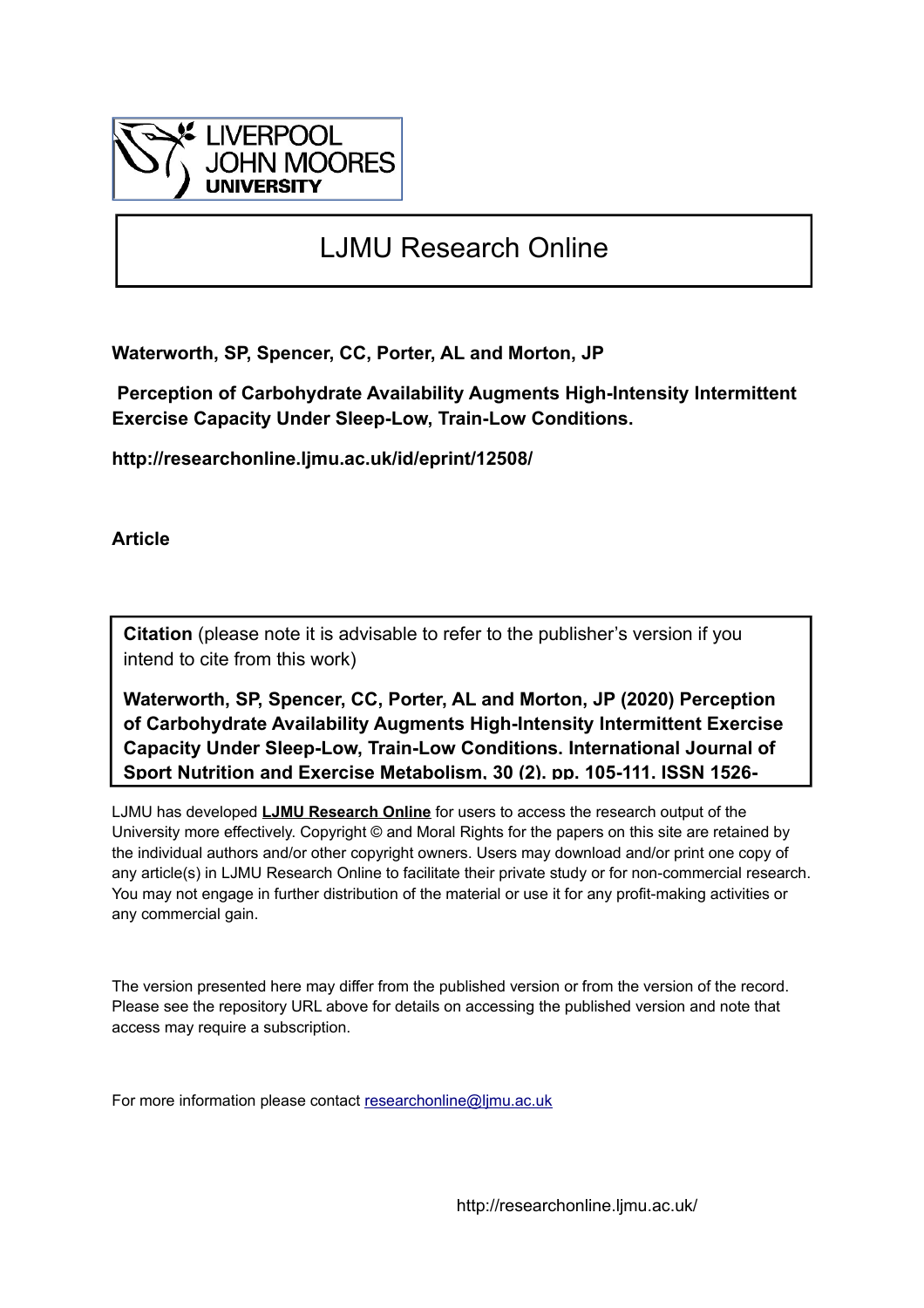LIVERPOOL
JOHN MOORES
UNIVERSITY

# LJMU Research Online

**Waterworth, SP, Spencer, CC, Porter, AL and Morton, JP**

**Perception of Carbohydrate Availability Augments High-Intensity Intermittent Exercise Capacity Under Sleep-Low, Train-Low Conditions.**

**http://researchonline.ljmu.ac.uk/id/eprint/12508/**

**Article**

**Citation** (please note it is advisable to refer to the publisher's version if you intend to cite from this work)

**Waterworth, SP, Spencer, CC, Porter, AL and Morton, JP (2020) Perception of Carbohydrate Availability Augments High-Intensity Intermittent Exercise Capacity Under Sleep-Low, Train-Low Conditions. International Journal of Sport Nutrition and Exercise Metabolism, 30 (2). pp. 105-111. ISSN 1526-**

LJMU has developed **LJMU Research Online** for users to access the research output of the University more effectively. Copyright © and Moral Rights for the papers on this site are retained by the individual authors and/or other copyright owners. Users may download and/or print one copy of any article(s) in LJMU Research Online to facilitate their private study or for non-commercial research. You may not engage in further distribution of the material or use it for any profit-making activities or any commercial gain.

The version presented here may differ from the published version or from the version of the record. Please see the repository URL above for details on accessing the published version and note that access may require a subscription.

For more information please contact researchonline@ljmu.ac.uk

http://researchonline.ljmu.ac.uk/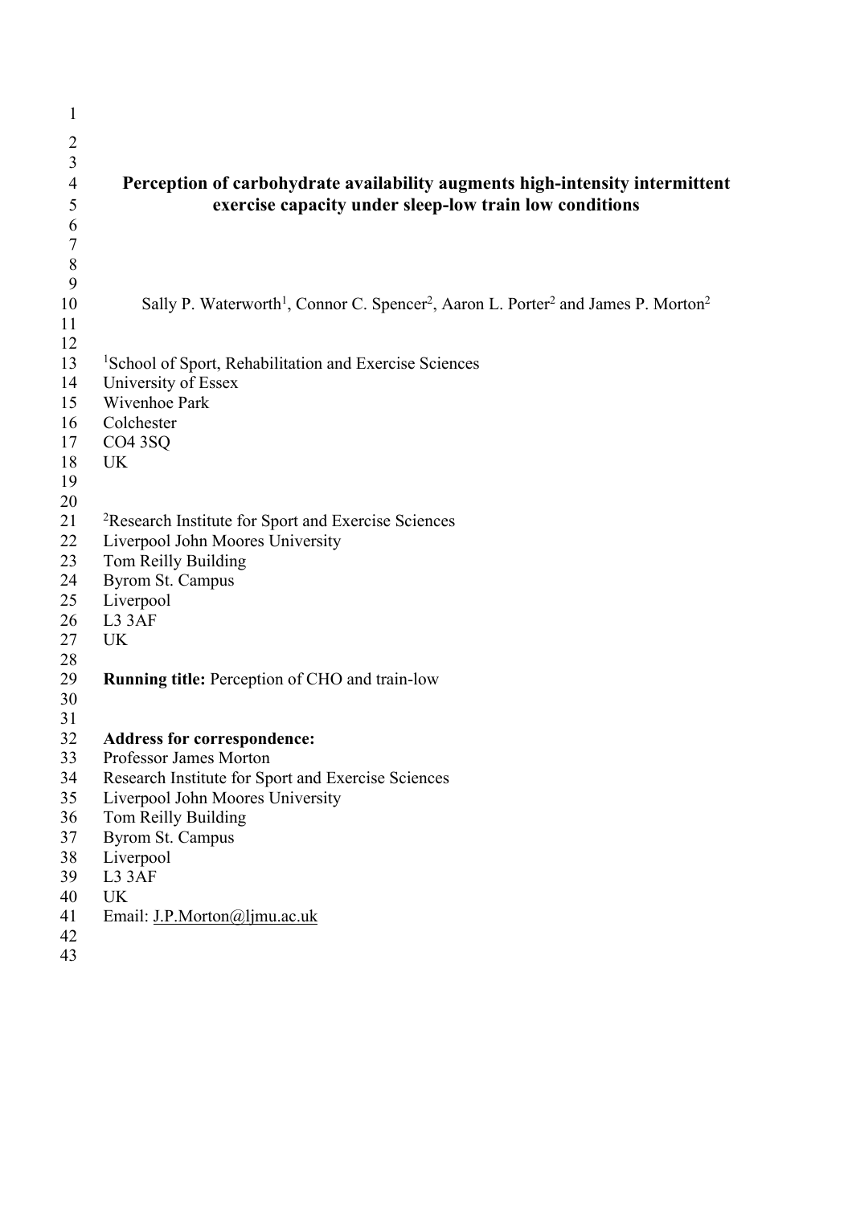# Perception of carbohydrate availability augments high-intensity intermittent exercise capacity under sleep-low train low conditions

Sally P. Waterworth[1], Connor C. Spencer[2], Aaron L. Porter[2] and James P. Morton[2]

[1]School of Sport, Rehabilitation and Exercise Sciences
University of Essex
Wivenhoe Park
Colchester
CO4 3SQ
UK

[2]Research Institute for Sport and Exercise Sciences
Liverpool John Moores University
Tom Reilly Building
Byrom St. Campus
Liverpool
L3 3AF
UK

**Running title:** Perception of CHO and train-low

**Address for correspondence:**
Professor James Morton
Research Institute for Sport and Exercise Sciences
Liverpool John Moores University
Tom Reilly Building
Byrom St. Campus
Liverpool
L3 3AF
UK
Email: J.P.Morton@ljmu.ac.uk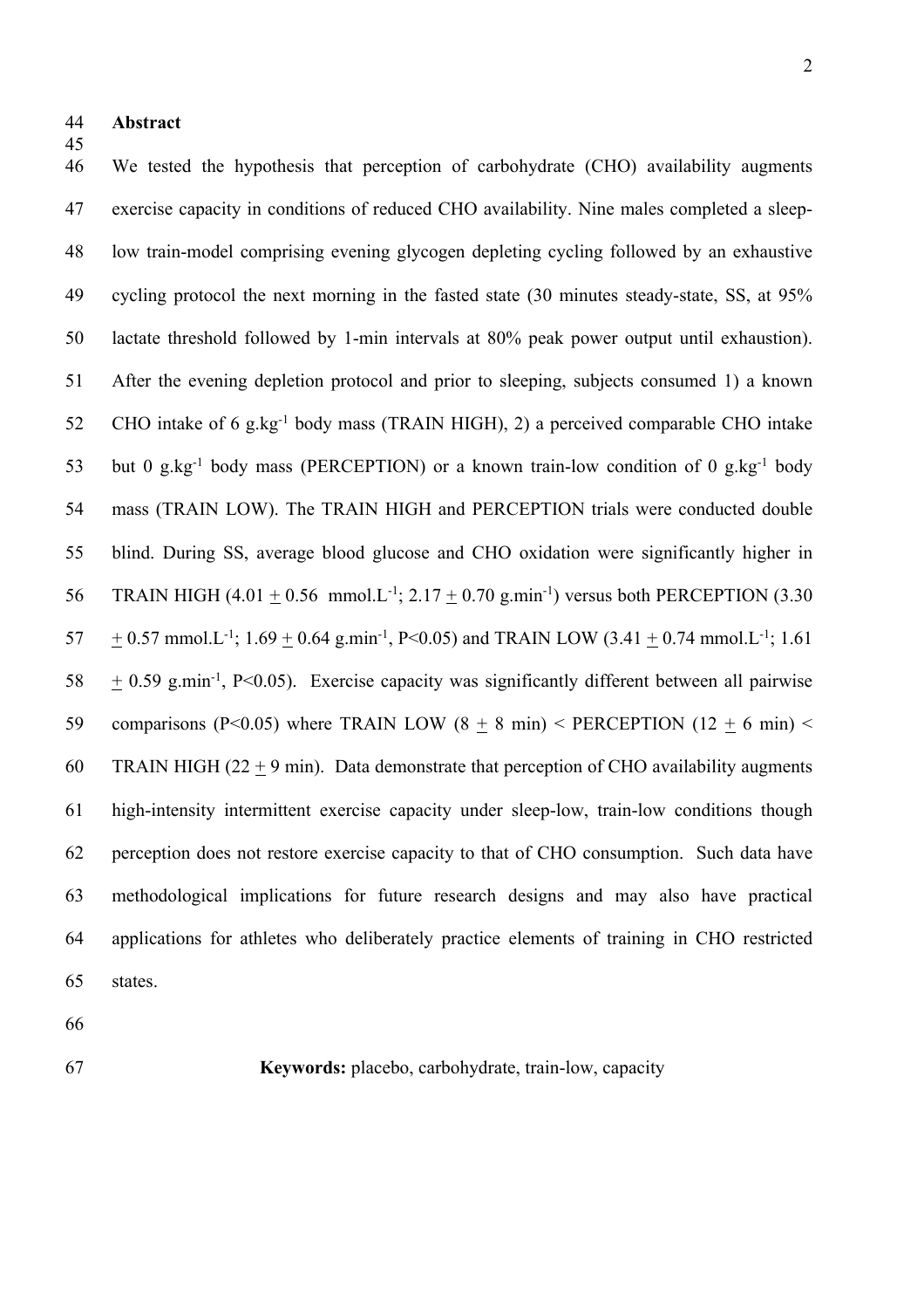## Abstract

We tested the hypothesis that perception of carbohydrate (CHO) availability augments exercise capacity in conditions of reduced CHO availability. Nine males completed a sleep-low train-model comprising evening glycogen depleting cycling followed by an exhaustive cycling protocol the next morning in the fasted state (30 minutes steady-state, SS, at 95% lactate threshold followed by 1-min intervals at 80% peak power output until exhaustion). After the evening depletion protocol and prior to sleeping, subjects consumed 1) a known CHO intake of 6 $g.kg^{-1}$ body mass (TRAIN HIGH), 2) a perceived comparable CHO intake but 0 $g.kg^{-1}$ body mass (PERCEPTION) or a known train-low condition of 0 $g.kg^{-1}$ body mass (TRAIN LOW). The TRAIN HIGH and PERCEPTION trials were conducted double blind. During SS, average blood glucose and CHO oxidation were significantly higher in TRAIN HIGH (4.01 $\pm$ 0.56 $mmol.L^{-1}$; 2.17 $\pm$ 0.70 $g.min^{-1}$) versus both PERCEPTION (3.30 $\pm$ 0.57 $mmol.L^{-1}$; 1.69 $\pm$ 0.64 $g.min^{-1}$, $P<0.05$) and TRAIN LOW (3.41 $\pm$ 0.74 $mmol.L^{-1}$; 1.61 $\pm$ 0.59 $g.min^{-1}$, $P<0.05$). Exercise capacity was significantly different between all pairwise comparisons ($P<0.05$) where TRAIN LOW (8 $\pm$ 8 min) < PERCEPTION (12 $\pm$ 6 min) < TRAIN HIGH (22 $\pm$ 9 min). Data demonstrate that perception of CHO availability augments high-intensity intermittent exercise capacity under sleep-low, train-low conditions though perception does not restore exercise capacity to that of CHO consumption. Such data have methodological implications for future research designs and may also have practical applications for athletes who deliberately practice elements of training in CHO restricted states.

**Keywords:** placebo, carbohydrate, train-low, capacity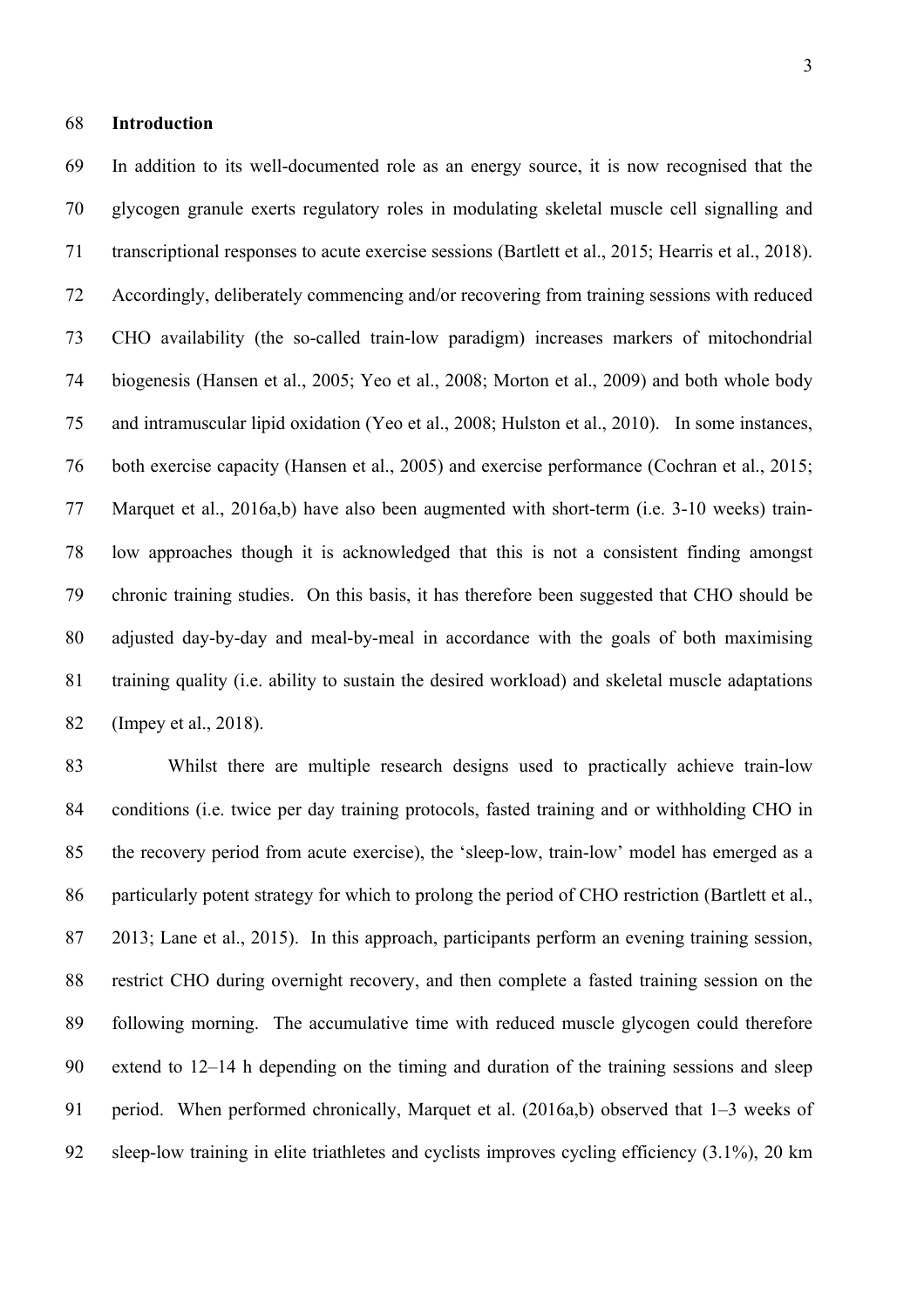## Introduction

In addition to its well-documented role as an energy source, it is now recognised that the glycogen granule exerts regulatory roles in modulating skeletal muscle cell signalling and transcriptional responses to acute exercise sessions (Bartlett et al., 2015; Hearris et al., 2018). Accordingly, deliberately commencing and/or recovering from training sessions with reduced CHO availability (the so-called train-low paradigm) increases markers of mitochondrial biogenesis (Hansen et al., 2005; Yeo et al., 2008; Morton et al., 2009) and both whole body and intramuscular lipid oxidation (Yeo et al., 2008; Hulston et al., 2010). In some instances, both exercise capacity (Hansen et al., 2005) and exercise performance (Cochran et al., 2015; Marquet et al., 2016a,b) have also been augmented with short-term (i.e. 3-10 weeks) train-low approaches though it is acknowledged that this is not a consistent finding amongst chronic training studies. On this basis, it has therefore been suggested that CHO should be adjusted day-by-day and meal-by-meal in accordance with the goals of both maximising training quality (i.e. ability to sustain the desired workload) and skeletal muscle adaptations (Impey et al., 2018).

Whilst there are multiple research designs used to practically achieve train-low conditions (i.e. twice per day training protocols, fasted training and or withholding CHO in the recovery period from acute exercise), the 'sleep-low, train-low' model has emerged as a particularly potent strategy for which to prolong the period of CHO restriction (Bartlett et al., 2013; Lane et al., 2015). In this approach, participants perform an evening training session, restrict CHO during overnight recovery, and then complete a fasted training session on the following morning. The accumulative time with reduced muscle glycogen could therefore extend to 12–14 h depending on the timing and duration of the training sessions and sleep period. When performed chronically, Marquet et al. (2016a,b) observed that 1–3 weeks of sleep-low training in elite triathletes and cyclists improves cycling efficiency (3.1%), 20 km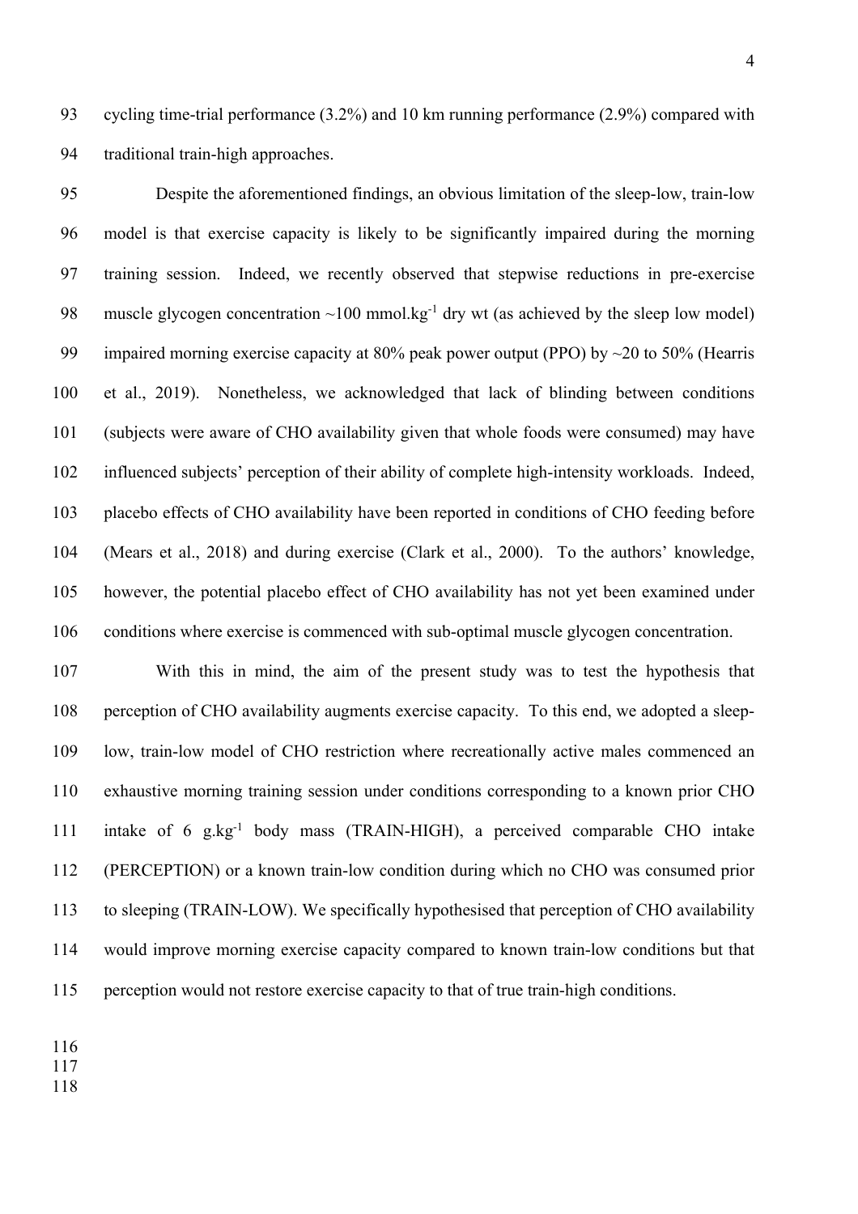cycling time-trial performance (3.2%) and 10 km running performance (2.9%) compared with traditional train-high approaches.

Despite the aforementioned findings, an obvious limitation of the sleep-low, train-low model is that exercise capacity is likely to be significantly impaired during the morning training session. Indeed, we recently observed that stepwise reductions in pre-exercise muscle glycogen concentration ~100 mmol.kg$^{-1}$ dry wt (as achieved by the sleep low model) impaired morning exercise capacity at 80% peak power output (PPO) by ~20 to 50% (Hearris et al., 2019). Nonetheless, we acknowledged that lack of blinding between conditions (subjects were aware of CHO availability given that whole foods were consumed) may have influenced subjects' perception of their ability of complete high-intensity workloads. Indeed, placebo effects of CHO availability have been reported in conditions of CHO feeding before (Mears et al., 2018) and during exercise (Clark et al., 2000). To the authors' knowledge, however, the potential placebo effect of CHO availability has not yet been examined under conditions where exercise is commenced with sub-optimal muscle glycogen concentration.

With this in mind, the aim of the present study was to test the hypothesis that perception of CHO availability augments exercise capacity. To this end, we adopted a sleep-low, train-low model of CHO restriction where recreationally active males commenced an exhaustive morning training session under conditions corresponding to a known prior CHO intake of 6 g.kg$^{-1}$ body mass (TRAIN-HIGH), a perceived comparable CHO intake (PERCEPTION) or a known train-low condition during which no CHO was consumed prior to sleeping (TRAIN-LOW). We specifically hypothesised that perception of CHO availability would improve morning exercise capacity compared to known train-low conditions but that perception would not restore exercise capacity to that of true train-high conditions.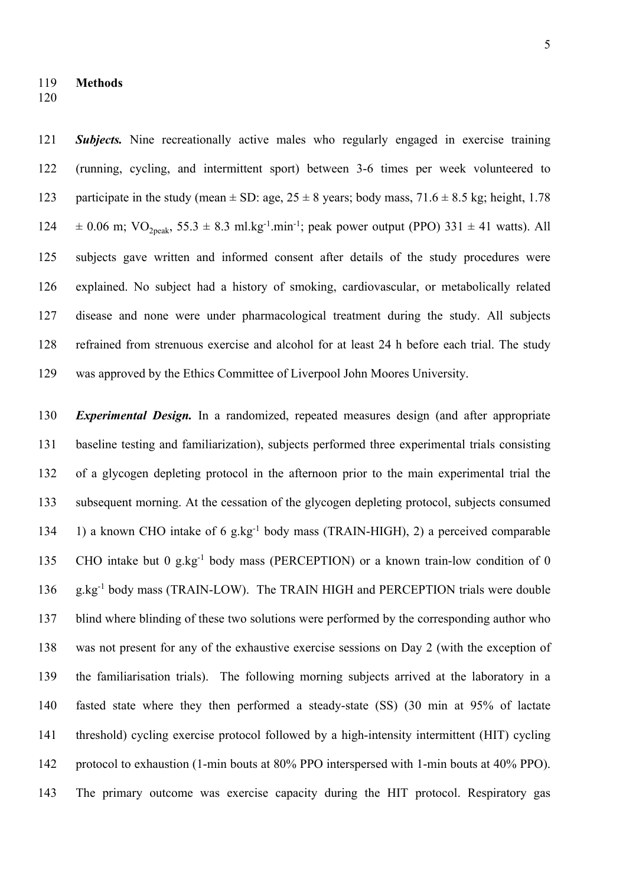## Methods

***Subjects.*** Nine recreationally active males who regularly engaged in exercise training (running, cycling, and intermittent sport) between 3-6 times per week volunteered to participate in the study (mean ± SD: age, 25 ± 8 years; body mass, 71.6 ± 8.5 kg; height, 1.78 ± 0.06 m; $VO_{2peak}$, 55.3 ± 8.3 $ml.kg^{-1}.min^{-1}$; peak power output (PPO) 331 ± 41 watts). All subjects gave written and informed consent after details of the study procedures were explained. No subject had a history of smoking, cardiovascular, or metabolically related disease and none were under pharmacological treatment during the study. All subjects refrained from strenuous exercise and alcohol for at least 24 h before each trial. The study was approved by the Ethics Committee of Liverpool John Moores University.

***Experimental Design.*** In a randomized, repeated measures design (and after appropriate baseline testing and familiarization), subjects performed three experimental trials consisting of a glycogen depleting protocol in the afternoon prior to the main experimental trial the subsequent morning. At the cessation of the glycogen depleting protocol, subjects consumed 1) a known CHO intake of 6 $g.kg^{-1}$ body mass (TRAIN-HIGH), 2) a perceived comparable CHO intake but 0 $g.kg^{-1}$ body mass (PERCEPTION) or a known train-low condition of 0 $g.kg^{-1}$ body mass (TRAIN-LOW). The TRAIN HIGH and PERCEPTION trials were double blind where blinding of these two solutions were performed by the corresponding author who was not present for any of the exhaustive exercise sessions on Day 2 (with the exception of the familiarisation trials). The following morning subjects arrived at the laboratory in a fasted state where they then performed a steady-state (SS) (30 min at 95% of lactate threshold) cycling exercise protocol followed by a high-intensity intermittent (HIT) cycling protocol to exhaustion (1-min bouts at 80% PPO interspersed with 1-min bouts at 40% PPO). The primary outcome was exercise capacity during the HIT protocol. Respiratory gas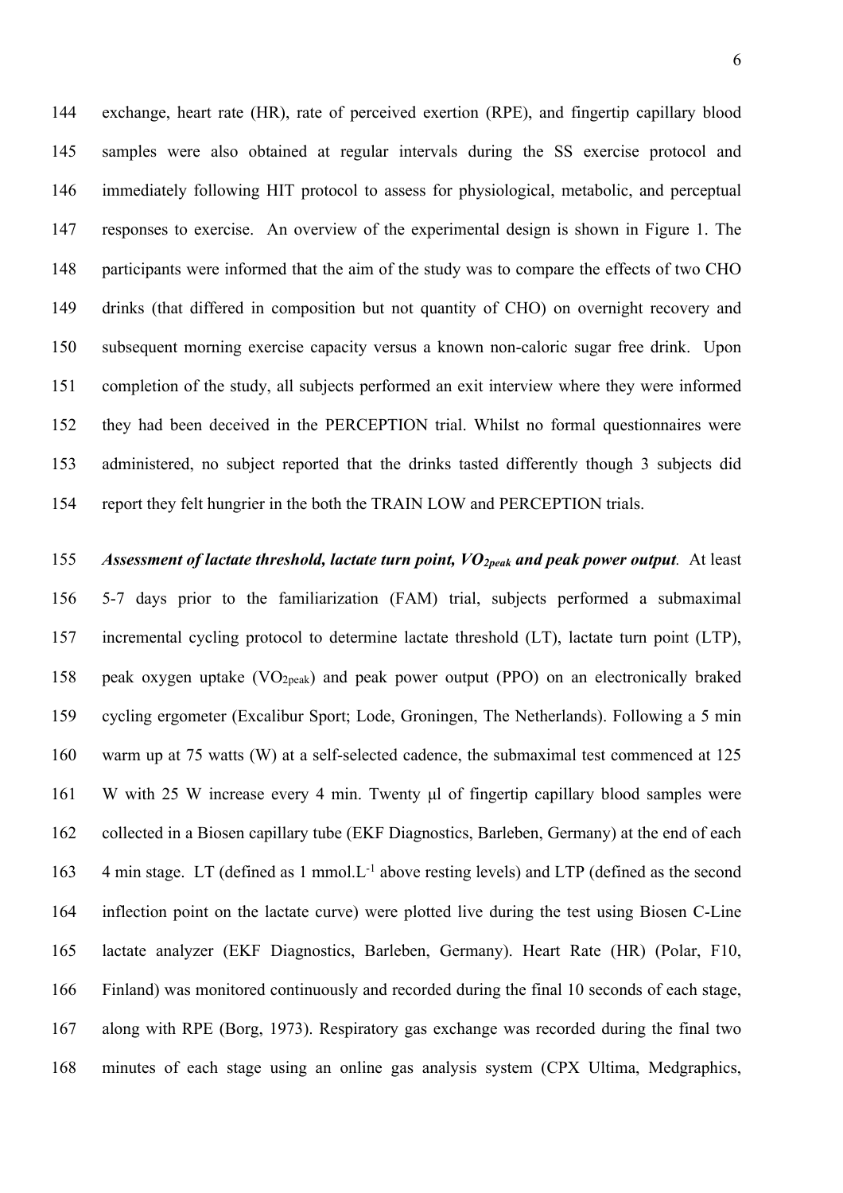exchange, heart rate (HR), rate of perceived exertion (RPE), and fingertip capillary blood samples were also obtained at regular intervals during the SS exercise protocol and immediately following HIT protocol to assess for physiological, metabolic, and perceptual responses to exercise. An overview of the experimental design is shown in Figure 1. The participants were informed that the aim of the study was to compare the effects of two CHO drinks (that differed in composition but not quantity of CHO) on overnight recovery and subsequent morning exercise capacity versus a known non-caloric sugar free drink. Upon completion of the study, all subjects performed an exit interview where they were informed they had been deceived in the PERCEPTION trial. Whilst no formal questionnaires were administered, no subject reported that the drinks tasted differently though 3 subjects did report they felt hungrier in the both the TRAIN LOW and PERCEPTION trials.

***Assessment of lactate threshold, lactate turn point, $VO_{2peak}$ and peak power output***. At least 5-7 days prior to the familiarization (FAM) trial, subjects performed a submaximal incremental cycling protocol to determine lactate threshold (LT), lactate turn point (LTP), peak oxygen uptake ($VO_{2peak}$) and peak power output (PPO) on an electronically braked cycling ergometer (Excalibur Sport; Lode, Groningen, The Netherlands). Following a 5 min warm up at 75 watts (W) at a self-selected cadence, the submaximal test commenced at 125 W with 25 W increase every 4 min. Twenty μl of fingertip capillary blood samples were collected in a Biosen capillary tube (EKF Diagnostics, Barleben, Germany) at the end of each 4 min stage. LT (defined as 1 $mmol.L^{-1}$ above resting levels) and LTP (defined as the second inflection point on the lactate curve) were plotted live during the test using Biosen C-Line lactate analyzer (EKF Diagnostics, Barleben, Germany). Heart Rate (HR) (Polar, F10, Finland) was monitored continuously and recorded during the final 10 seconds of each stage, along with RPE (Borg, 1973). Respiratory gas exchange was recorded during the final two minutes of each stage using an online gas analysis system (CPX Ultima, Medgraphics,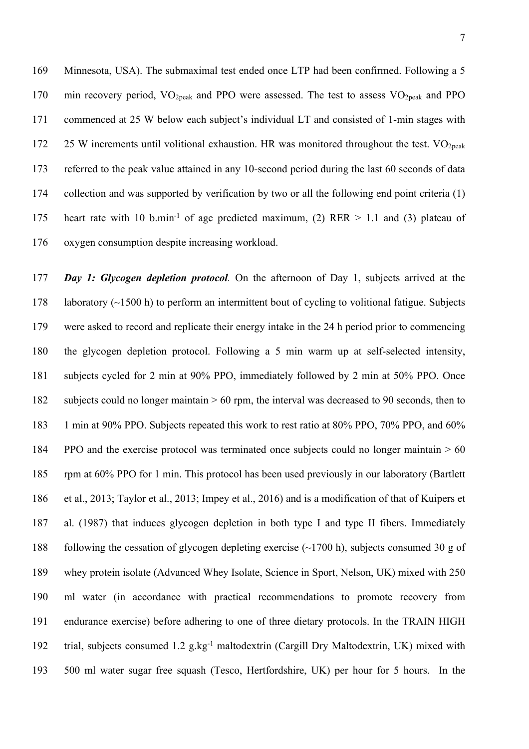Minnesota, USA). The submaximal test ended once LTP had been confirmed. Following a 5 min recovery period, $VO_{2peak}$ and PPO were assessed. The test to assess $VO_{2peak}$ and PPO commenced at 25 W below each subject's individual LT and consisted of 1-min stages with 25 W increments until volitional exhaustion. HR was monitored throughout the test. $VO_{2peak}$ referred to the peak value attained in any 10-second period during the last 60 seconds of data collection and was supported by verification by two or all the following end point criteria (1) heart rate with 10 $b.min^{-1}$ of age predicted maximum, (2) RER > 1.1 and (3) plateau of oxygen consumption despite increasing workload.

***Day 1: Glycogen depletion protocol***. On the afternoon of Day 1, subjects arrived at the laboratory (~1500 h) to perform an intermittent bout of cycling to volitional fatigue. Subjects were asked to record and replicate their energy intake in the 24 h period prior to commencing the glycogen depletion protocol. Following a 5 min warm up at self-selected intensity, subjects cycled for 2 min at 90% PPO, immediately followed by 2 min at 50% PPO. Once subjects could no longer maintain > 60 rpm, the interval was decreased to 90 seconds, then to 1 min at 90% PPO. Subjects repeated this work to rest ratio at 80% PPO, 70% PPO, and 60% PPO and the exercise protocol was terminated once subjects could no longer maintain > 60 rpm at 60% PPO for 1 min. This protocol has been used previously in our laboratory (Bartlett et al., 2013; Taylor et al., 2013; Impey et al., 2016) and is a modification of that of Kuipers et al. (1987) that induces glycogen depletion in both type I and type II fibers. Immediately following the cessation of glycogen depleting exercise (~1700 h), subjects consumed 30 g of whey protein isolate (Advanced Whey Isolate, Science in Sport, Nelson, UK) mixed with 250 ml water (in accordance with practical recommendations to promote recovery from endurance exercise) before adhering to one of three dietary protocols. In the TRAIN HIGH trial, subjects consumed 1.2 $g.kg^{-1}$ maltodextrin (Cargill Dry Maltodextrin, UK) mixed with 500 ml water sugar free squash (Tesco, Hertfordshire, UK) per hour for 5 hours. In the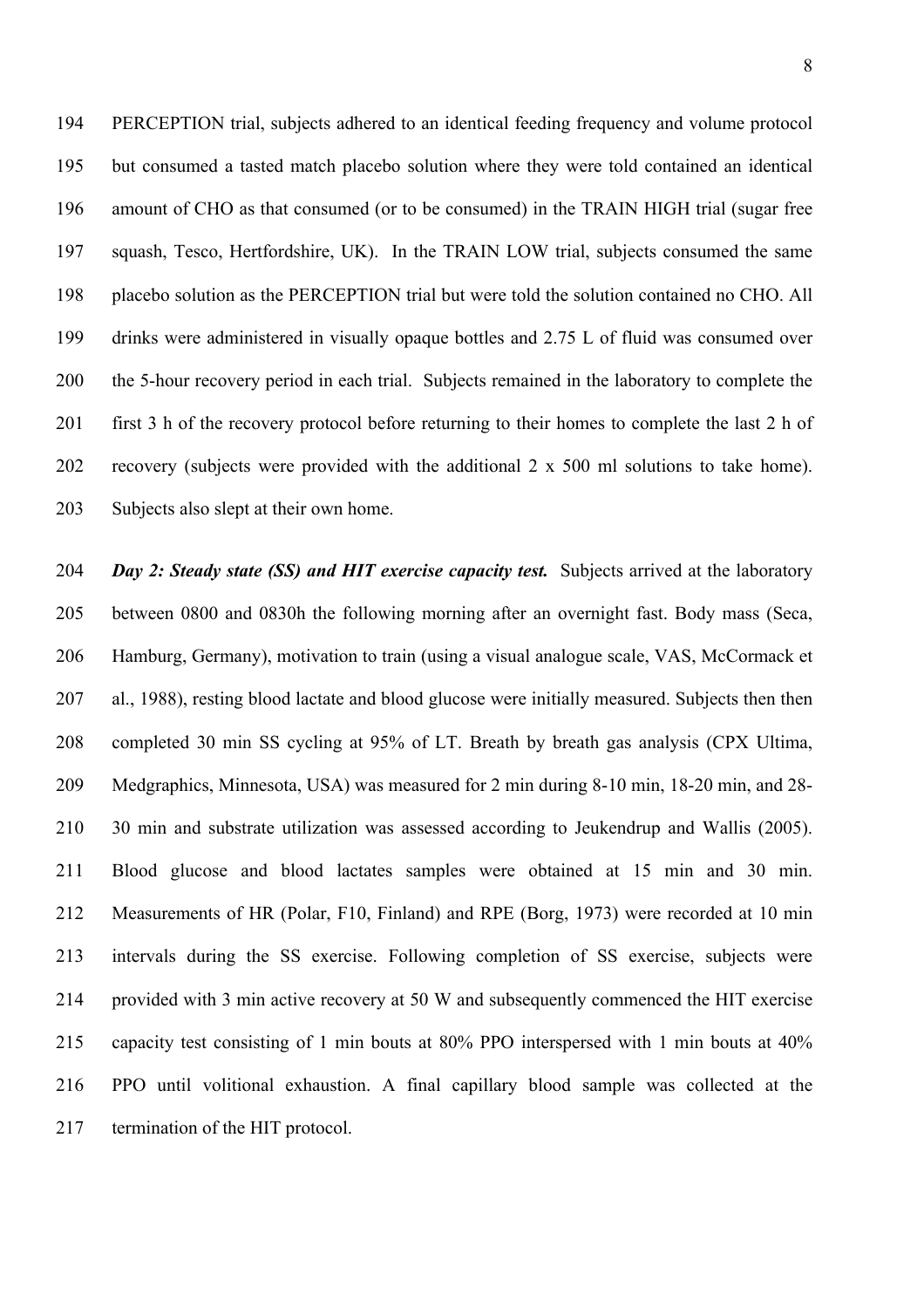PERCEPTION trial, subjects adhered to an identical feeding frequency and volume protocol but consumed a tasted match placebo solution where they were told contained an identical amount of CHO as that consumed (or to be consumed) in the TRAIN HIGH trial (sugar free squash, Tesco, Hertfordshire, UK). In the TRAIN LOW trial, subjects consumed the same placebo solution as the PERCEPTION trial but were told the solution contained no CHO. All drinks were administered in visually opaque bottles and 2.75 L of fluid was consumed over the 5-hour recovery period in each trial. Subjects remained in the laboratory to complete the first 3 h of the recovery protocol before returning to their homes to complete the last 2 h of recovery (subjects were provided with the additional 2 x 500 ml solutions to take home). Subjects also slept at their own home.

***Day 2: Steady state (SS) and HIT exercise capacity test.*** Subjects arrived at the laboratory between 0800 and 0830h the following morning after an overnight fast. Body mass (Seca, Hamburg, Germany), motivation to train (using a visual analogue scale, VAS, McCormack et al., 1988), resting blood lactate and blood glucose were initially measured. Subjects then then completed 30 min SS cycling at 95% of LT. Breath by breath gas analysis (CPX Ultima, Medgraphics, Minnesota, USA) was measured for 2 min during 8-10 min, 18-20 min, and 28-30 min and substrate utilization was assessed according to Jeukendrup and Wallis (2005). Blood glucose and blood lactates samples were obtained at 15 min and 30 min. Measurements of HR (Polar, F10, Finland) and RPE (Borg, 1973) were recorded at 10 min intervals during the SS exercise. Following completion of SS exercise, subjects were provided with 3 min active recovery at 50 W and subsequently commenced the HIT exercise capacity test consisting of 1 min bouts at 80% PPO interspersed with 1 min bouts at 40% PPO until volitional exhaustion. A final capillary blood sample was collected at the termination of the HIT protocol.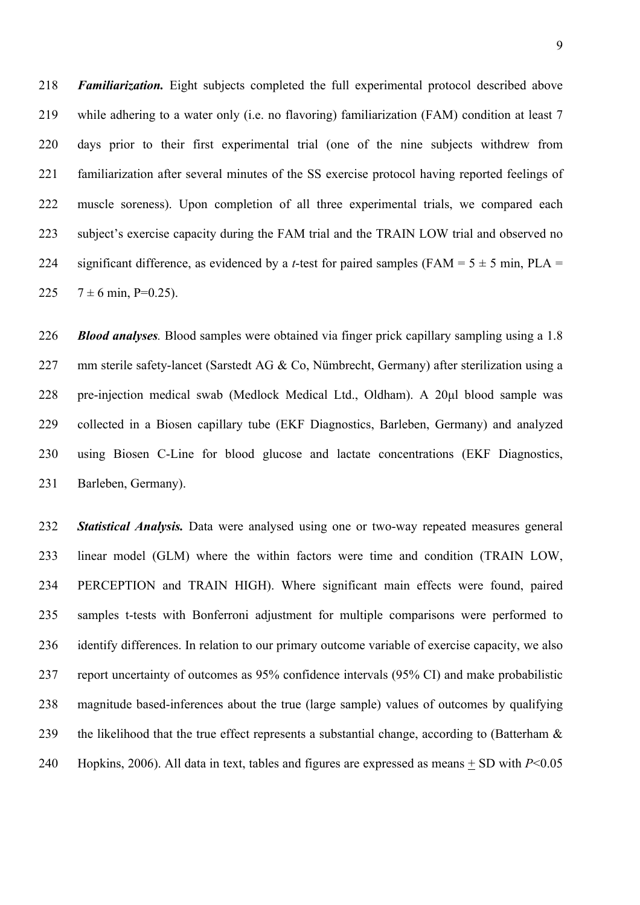***Familiarization.*** Eight subjects completed the full experimental protocol described above while adhering to a water only (i.e. no flavoring) familiarization (FAM) condition at least 7 days prior to their first experimental trial (one of the nine subjects withdrew from familiarization after several minutes of the SS exercise protocol having reported feelings of muscle soreness). Upon completion of all three experimental trials, we compared each subject's exercise capacity during the FAM trial and the TRAIN LOW trial and observed no significant difference, as evidenced by a *t*-test for paired samples (FAM = 5 ± 5 min, PLA = 7 ± 6 min, P=0.25).

***Blood analyses.*** Blood samples were obtained via finger prick capillary sampling using a 1.8 mm sterile safety-lancet (Sarstedt AG & Co, Nümbrecht, Germany) after sterilization using a pre-injection medical swab (Medlock Medical Ltd., Oldham). A 20μl blood sample was collected in a Biosen capillary tube (EKF Diagnostics, Barleben, Germany) and analyzed using Biosen C-Line for blood glucose and lactate concentrations (EKF Diagnostics, Barleben, Germany).

***Statistical Analysis.*** Data were analysed using one or two-way repeated measures general linear model (GLM) where the within factors were time and condition (TRAIN LOW, PERCEPTION and TRAIN HIGH). Where significant main effects were found, paired samples t-tests with Bonferroni adjustment for multiple comparisons were performed to identify differences. In relation to our primary outcome variable of exercise capacity, we also report uncertainty of outcomes as 95% confidence intervals (95% CI) and make probabilistic magnitude based-inferences about the true (large sample) values of outcomes by qualifying the likelihood that the true effect represents a substantial change, according to (Batterham & Hopkins, 2006). All data in text, tables and figures are expressed as means ± SD with $P$<0.05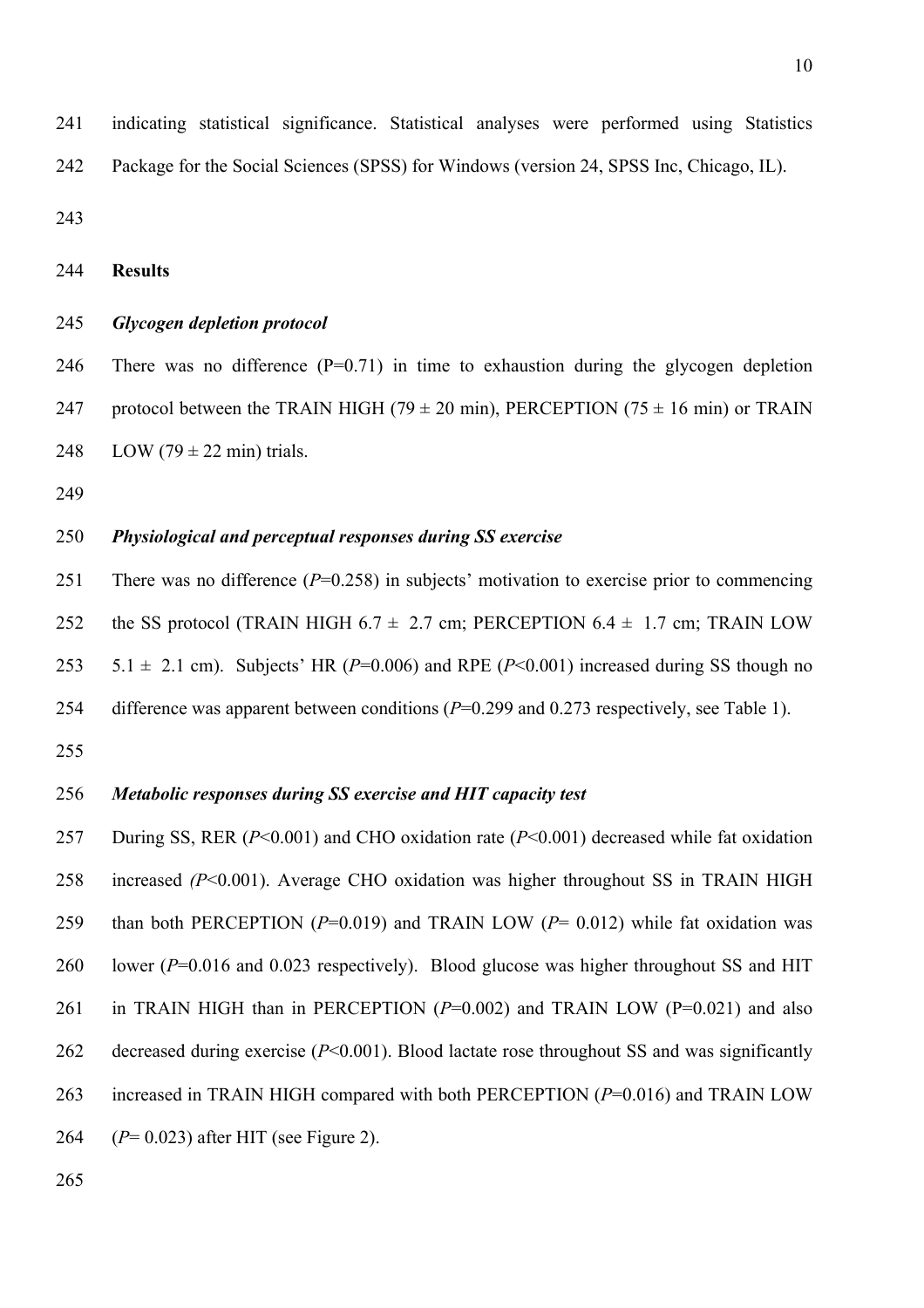indicating statistical significance. Statistical analyses were performed using Statistics Package for the Social Sciences (SPSS) for Windows (version 24, SPSS Inc, Chicago, IL).

## Results

### *Glycogen depletion protocol*

There was no difference (P=0.71) in time to exhaustion during the glycogen depletion protocol between the TRAIN HIGH (79 ± 20 min), PERCEPTION (75 ± 16 min) or TRAIN LOW (79 ± 22 min) trials.

### *Physiological and perceptual responses during SS exercise*

There was no difference (*P*=0.258) in subjects' motivation to exercise prior to commencing the SS protocol (TRAIN HIGH 6.7 ± 2.7 cm; PERCEPTION 6.4 ± 1.7 cm; TRAIN LOW 5.1 ± 2.1 cm). Subjects' HR (*P*=0.006) and RPE (*P*<0.001) increased during SS though no difference was apparent between conditions (*P*=0.299 and 0.273 respectively, see Table 1).

### *Metabolic responses during SS exercise and HIT capacity test*

During SS, RER (*P*<0.001) and CHO oxidation rate (*P*<0.001) decreased while fat oxidation increased (*P*<0.001). Average CHO oxidation was higher throughout SS in TRAIN HIGH than both PERCEPTION (*P*=0.019) and TRAIN LOW (*P*= 0.012) while fat oxidation was lower (*P*=0.016 and 0.023 respectively). Blood glucose was higher throughout SS and HIT in TRAIN HIGH than in PERCEPTION (*P*=0.002) and TRAIN LOW (P=0.021) and also decreased during exercise (*P*<0.001). Blood lactate rose throughout SS and was significantly increased in TRAIN HIGH compared with both PERCEPTION (*P*=0.016) and TRAIN LOW (*P*= 0.023) after HIT (see Figure 2).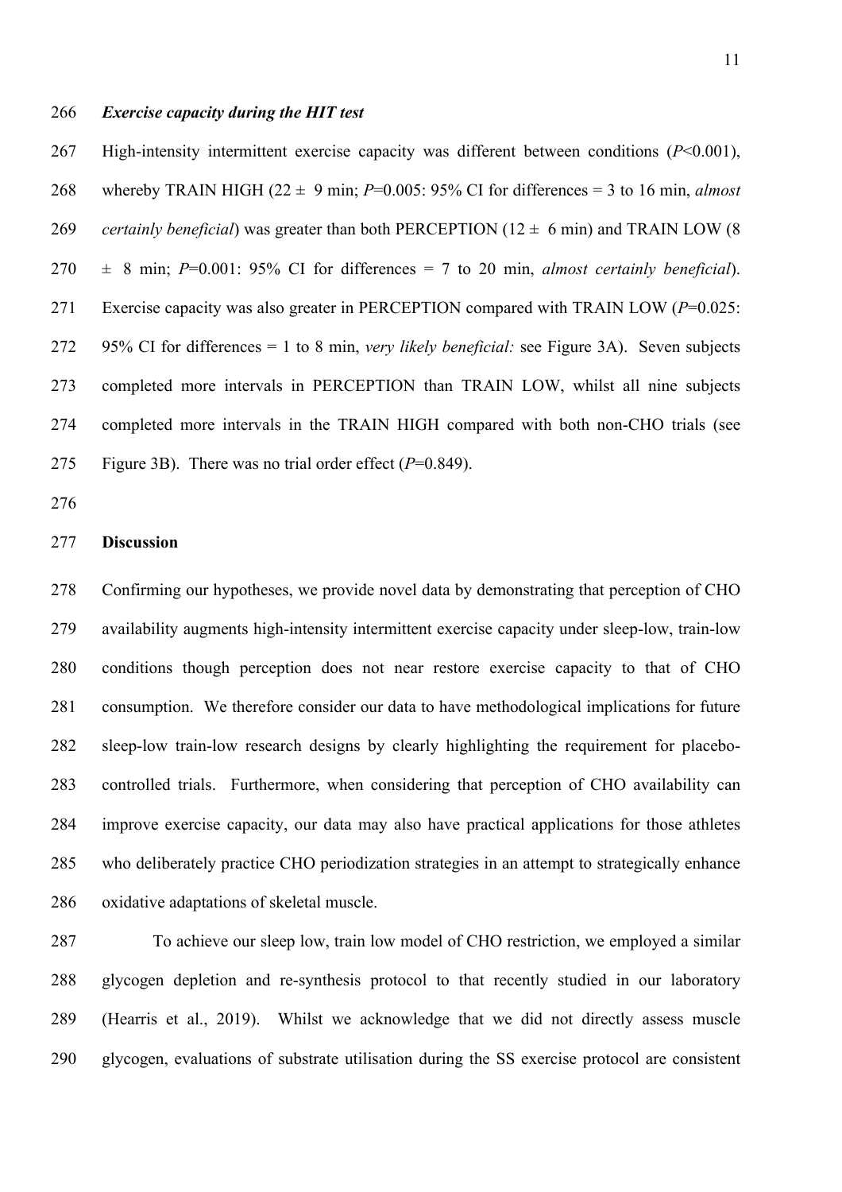### *Exercise capacity during the HIT test*

High-intensity intermittent exercise capacity was different between conditions ($P$<0.001), whereby TRAIN HIGH (22 ± 9 min; $P$=0.005: 95% CI for differences = 3 to 16 min, *almost certainly beneficial*) was greater than both PERCEPTION (12 ± 6 min) and TRAIN LOW (8 ± 8 min; $P$=0.001: 95% CI for differences = 7 to 20 min, *almost certainly beneficial*). Exercise capacity was also greater in PERCEPTION compared with TRAIN LOW ($P$=0.025: 95% CI for differences = 1 to 8 min, *very likely beneficial:* see Figure 3A). Seven subjects completed more intervals in PERCEPTION than TRAIN LOW, whilst all nine subjects completed more intervals in the TRAIN HIGH compared with both non-CHO trials (see Figure 3B). There was no trial order effect ($P$=0.849).

## Discussion

Confirming our hypotheses, we provide novel data by demonstrating that perception of CHO availability augments high-intensity intermittent exercise capacity under sleep-low, train-low conditions though perception does not near restore exercise capacity to that of CHO consumption. We therefore consider our data to have methodological implications for future sleep-low train-low research designs by clearly highlighting the requirement for placebo-controlled trials. Furthermore, when considering that perception of CHO availability can improve exercise capacity, our data may also have practical applications for those athletes who deliberately practice CHO periodization strategies in an attempt to strategically enhance oxidative adaptations of skeletal muscle.

To achieve our sleep low, train low model of CHO restriction, we employed a similar glycogen depletion and re-synthesis protocol to that recently studied in our laboratory (Hearris et al., 2019). Whilst we acknowledge that we did not directly assess muscle glycogen, evaluations of substrate utilisation during the SS exercise protocol are consistent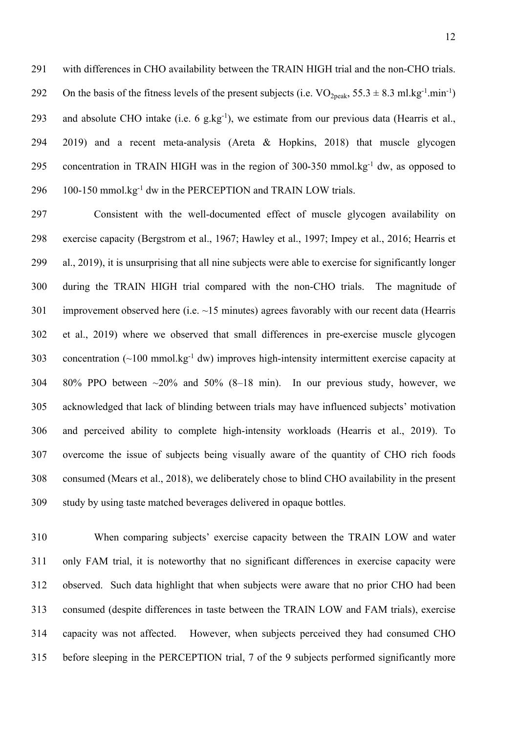with differences in CHO availability between the TRAIN HIGH trial and the non-CHO trials. On the basis of the fitness levels of the present subjects (i.e. $VO_{2peak}$, 55.3 ± 8.3 ml.kg$^{-1}$.min$^{-1}$) and absolute CHO intake (i.e. 6 g.kg$^{-1}$), we estimate from our previous data (Hearris et al., 2019) and a recent meta-analysis (Areta & Hopkins, 2018) that muscle glycogen concentration in TRAIN HIGH was in the region of 300-350 mmol.kg$^{-1}$ dw, as opposed to 100-150 mmol.kg$^{-1}$ dw in the PERCEPTION and TRAIN LOW trials.

Consistent with the well-documented effect of muscle glycogen availability on exercise capacity (Bergstrom et al., 1967; Hawley et al., 1997; Impey et al., 2016; Hearris et al., 2019), it is unsurprising that all nine subjects were able to exercise for significantly longer during the TRAIN HIGH trial compared with the non-CHO trials. The magnitude of improvement observed here (i.e. ~15 minutes) agrees favorably with our recent data (Hearris et al., 2019) where we observed that small differences in pre-exercise muscle glycogen concentration (~100 mmol.kg$^{-1}$ dw) improves high-intensity intermittent exercise capacity at 80% PPO between ~20% and 50% (8–18 min). In our previous study, however, we acknowledged that lack of blinding between trials may have influenced subjects' motivation and perceived ability to complete high-intensity workloads (Hearris et al., 2019). To overcome the issue of subjects being visually aware of the quantity of CHO rich foods consumed (Mears et al., 2018), we deliberately chose to blind CHO availability in the present study by using taste matched beverages delivered in opaque bottles.

When comparing subjects' exercise capacity between the TRAIN LOW and water only FAM trial, it is noteworthy that no significant differences in exercise capacity were observed. Such data highlight that when subjects were aware that no prior CHO had been consumed (despite differences in taste between the TRAIN LOW and FAM trials), exercise capacity was not affected. However, when subjects perceived they had consumed CHO before sleeping in the PERCEPTION trial, 7 of the 9 subjects performed significantly more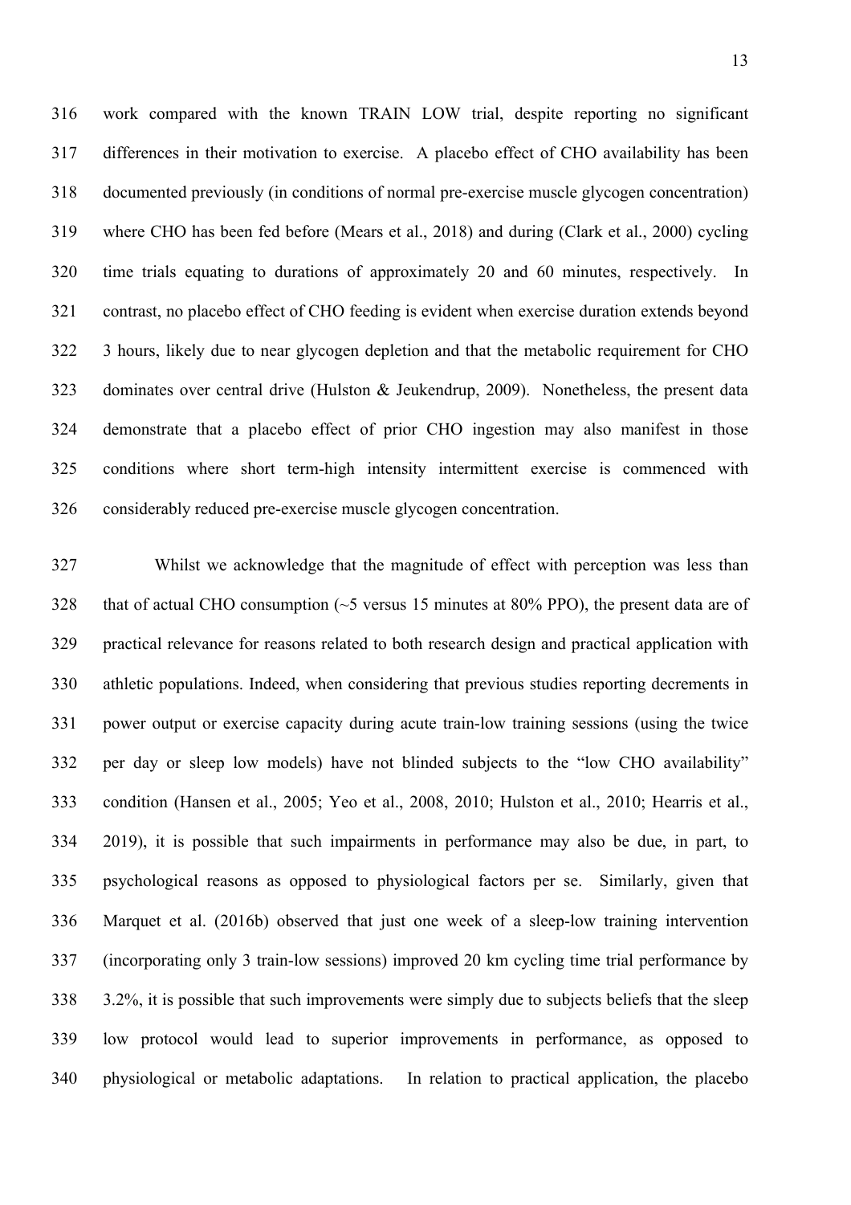work compared with the known TRAIN LOW trial, despite reporting no significant differences in their motivation to exercise. A placebo effect of CHO availability has been documented previously (in conditions of normal pre-exercise muscle glycogen concentration) where CHO has been fed before (Mears et al., 2018) and during (Clark et al., 2000) cycling time trials equating to durations of approximately 20 and 60 minutes, respectively. In contrast, no placebo effect of CHO feeding is evident when exercise duration extends beyond 3 hours, likely due to near glycogen depletion and that the metabolic requirement for CHO dominates over central drive (Hulston & Jeukendrup, 2009). Nonetheless, the present data demonstrate that a placebo effect of prior CHO ingestion may also manifest in those conditions where short term-high intensity intermittent exercise is commenced with considerably reduced pre-exercise muscle glycogen concentration.

Whilst we acknowledge that the magnitude of effect with perception was less than that of actual CHO consumption (~5 versus 15 minutes at 80% PPO), the present data are of practical relevance for reasons related to both research design and practical application with athletic populations. Indeed, when considering that previous studies reporting decrements in power output or exercise capacity during acute train-low training sessions (using the twice per day or sleep low models) have not blinded subjects to the "low CHO availability" condition (Hansen et al., 2005; Yeo et al., 2008, 2010; Hulston et al., 2010; Hearris et al., 2019), it is possible that such impairments in performance may also be due, in part, to psychological reasons as opposed to physiological factors per se. Similarly, given that Marquet et al. (2016b) observed that just one week of a sleep-low training intervention (incorporating only 3 train-low sessions) improved 20 km cycling time trial performance by 3.2%, it is possible that such improvements were simply due to subjects beliefs that the sleep low protocol would lead to superior improvements in performance, as opposed to physiological or metabolic adaptations. In relation to practical application, the placebo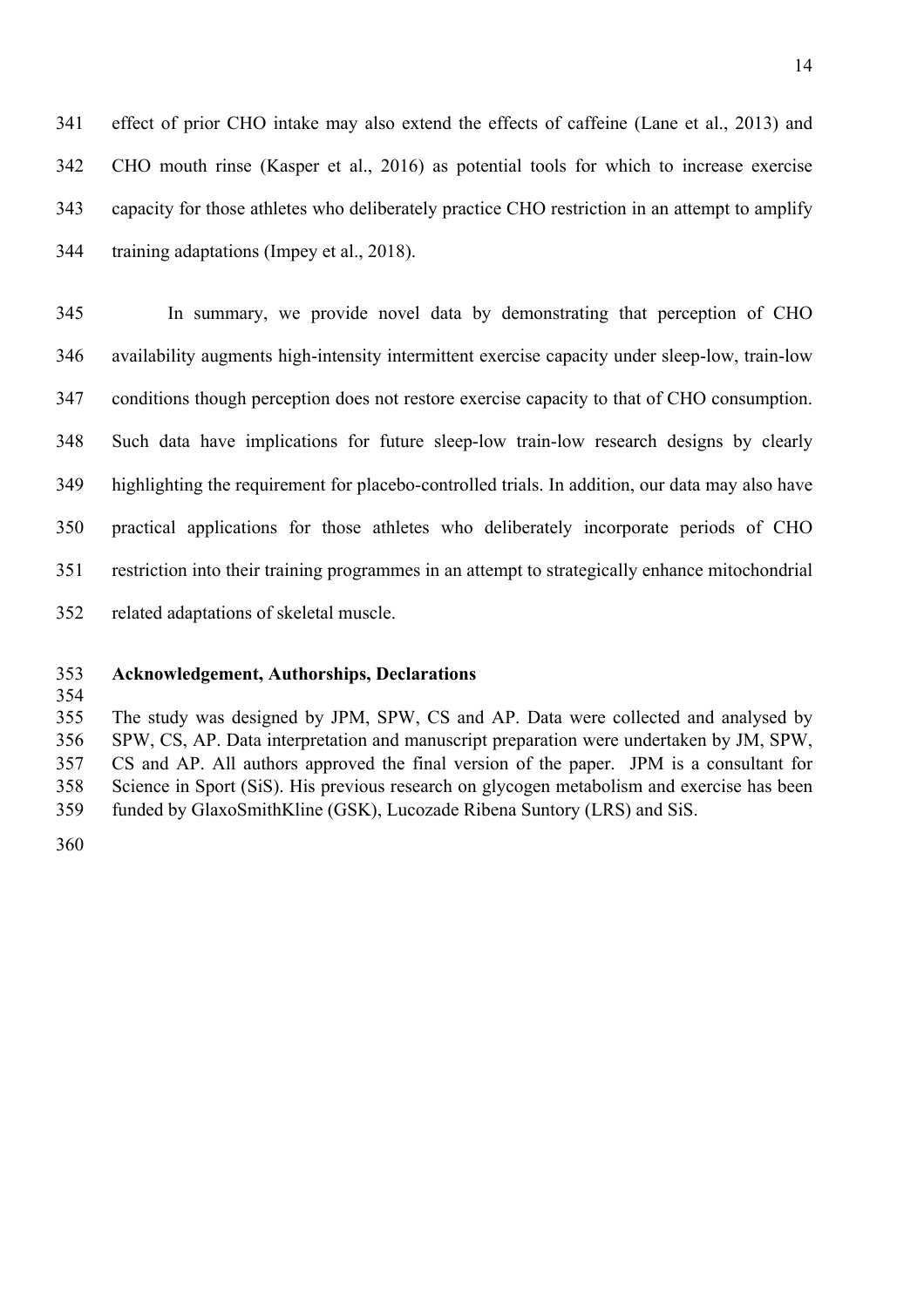effect of prior CHO intake may also extend the effects of caffeine (Lane et al., 2013) and CHO mouth rinse (Kasper et al., 2016) as potential tools for which to increase exercise capacity for those athletes who deliberately practice CHO restriction in an attempt to amplify training adaptations (Impey et al., 2018).

In summary, we provide novel data by demonstrating that perception of CHO availability augments high-intensity intermittent exercise capacity under sleep-low, train-low conditions though perception does not restore exercise capacity to that of CHO consumption. Such data have implications for future sleep-low train-low research designs by clearly highlighting the requirement for placebo-controlled trials. In addition, our data may also have practical applications for those athletes who deliberately incorporate periods of CHO restriction into their training programmes in an attempt to strategically enhance mitochondrial related adaptations of skeletal muscle.

## Acknowledgement, Authorships, Declarations

The study was designed by JPM, SPW, CS and AP. Data were collected and analysed by SPW, CS, AP. Data interpretation and manuscript preparation were undertaken by JM, SPW, CS and AP. All authors approved the final version of the paper. JPM is a consultant for Science in Sport (SiS). His previous research on glycogen metabolism and exercise has been funded by GlaxoSmithKline (GSK), Lucozade Ribena Suntory (LRS) and SiS.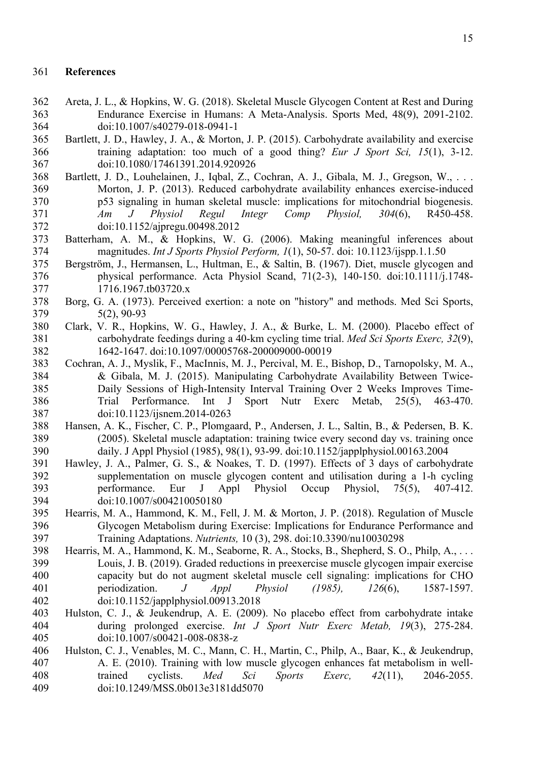## References

Areta, J. L., & Hopkins, W. G. (2018). Skeletal Muscle Glycogen Content at Rest and During Endurance Exercise in Humans: A Meta-Analysis. Sports Med, 48(9), 2091-2102. doi:10.1007/s40279-018-0941-1

Bartlett, J. D., Hawley, J. A., & Morton, J. P. (2015). Carbohydrate availability and exercise training adaptation: too much of a good thing? *Eur J Sport Sci, 15*(1), 3-12. doi:10.1080/17461391.2014.920926

Bartlett, J. D., Louhelainen, J., Iqbal, Z., Cochran, A. J., Gibala, M. J., Gregson, W., . . . Morton, J. P. (2013). Reduced carbohydrate availability enhances exercise-induced p53 signaling in human skeletal muscle: implications for mitochondrial biogenesis. *Am J Physiol Regul Integr Comp Physiol, 304*(6), R450-458. doi:10.1152/ajpregu.00498.2012

Batterham, A. M., & Hopkins, W. G. (2006). Making meaningful inferences about magnitudes. *Int J Sports Physiol Perform, 1*(1), 50-57. doi: 10.1123/ijspp.1.1.50

Bergström, J., Hermansen, L., Hultman, E., & Saltin, B. (1967). Diet, muscle glycogen and physical performance. Acta Physiol Scand, 71(2-3), 140-150. doi:10.1111/j.1748-1716.1967.tb03720.x

Borg, G. A. (1973). Perceived exertion: a note on "history" and methods. Med Sci Sports, 5(2), 90-93

Clark, V. R., Hopkins, W. G., Hawley, J. A., & Burke, L. M. (2000). Placebo effect of carbohydrate feedings during a 40-km cycling time trial. *Med Sci Sports Exerc, 32*(9), 1642-1647. doi:10.1097/00005768-200009000-00019

Cochran, A. J., Myslik, F., MacInnis, M. J., Percival, M. E., Bishop, D., Tarnopolsky, M. A., & Gibala, M. J. (2015). Manipulating Carbohydrate Availability Between Twice-Daily Sessions of High-Intensity Interval Training Over 2 Weeks Improves Time-Trial Performance. Int J Sport Nutr Exerc Metab, 25(5), 463-470. doi:10.1123/ijsnem.2014-0263

Hansen, A. K., Fischer, C. P., Plomgaard, P., Andersen, J. L., Saltin, B., & Pedersen, B. K. (2005). Skeletal muscle adaptation: training twice every second day vs. training once daily. J Appl Physiol (1985), 98(1), 93-99. doi:10.1152/japplphysiol.00163.2004

Hawley, J. A., Palmer, G. S., & Noakes, T. D. (1997). Effects of 3 days of carbohydrate supplementation on muscle glycogen content and utilisation during a 1-h cycling performance. Eur J Appl Physiol Occup Physiol, 75(5), 407-412. doi:10.1007/s004210050180

Hearris, M. A., Hammond, K. M., Fell, J. M. & Morton, J. P. (2018). Regulation of Muscle Glycogen Metabolism during Exercise: Implications for Endurance Performance and Training Adaptations. *Nutrients,* 10 (3), 298. doi:10.3390/nu10030298

Hearris, M. A., Hammond, K. M., Seaborne, R. A., Stocks, B., Shepherd, S. O., Philp, A., . . . Louis, J. B. (2019). Graded reductions in preexercise muscle glycogen impair exercise capacity but do not augment skeletal muscle cell signaling: implications for CHO periodization. *J Appl Physiol (1985), 126*(6), 1587-1597. doi:10.1152/japplphysiol.00913.2018

Hulston, C. J., & Jeukendrup, A. E. (2009). No placebo effect from carbohydrate intake during prolonged exercise. *Int J Sport Nutr Exerc Metab, 19*(3), 275-284. doi:10.1007/s00421-008-0838-z

Hulston, C. J., Venables, M. C., Mann, C. H., Martin, C., Philp, A., Baar, K., & Jeukendrup, A. E. (2010). Training with low muscle glycogen enhances fat metabolism in well-trained cyclists. *Med Sci Sports Exerc, 42*(11), 2046-2055. doi:10.1249/MSS.0b013e3181dd5070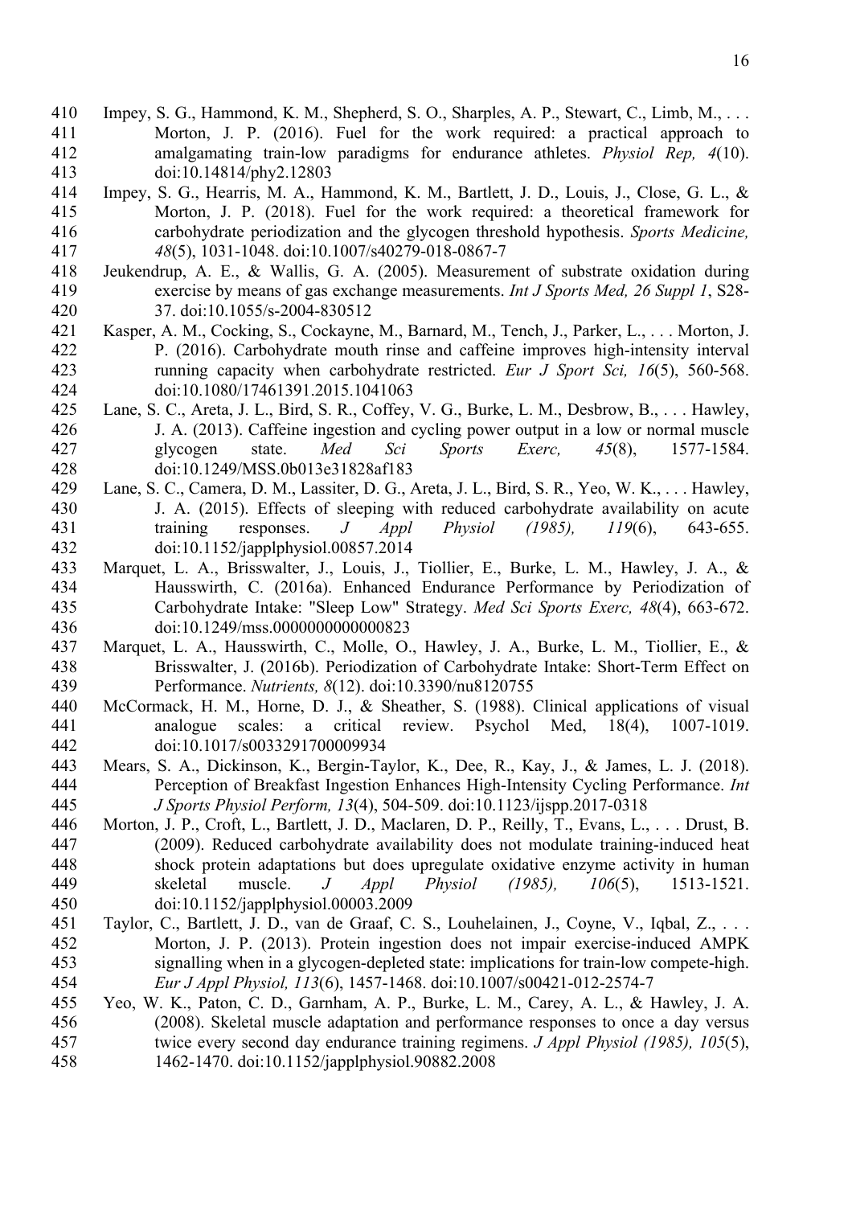Impey, S. G., Hammond, K. M., Shepherd, S. O., Sharples, A. P., Stewart, C., Limb, M., . . . Morton, J. P. (2016). Fuel for the work required: a practical approach to amalgamating train-low paradigms for endurance athletes. *Physiol Rep, 4*(10). doi:10.14814/phy2.12803

Impey, S. G., Hearris, M. A., Hammond, K. M., Bartlett, J. D., Louis, J., Close, G. L., & Morton, J. P. (2018). Fuel for the work required: a theoretical framework for carbohydrate periodization and the glycogen threshold hypothesis. *Sports Medicine, 48*(5), 1031-1048. doi:10.1007/s40279-018-0867-7

Jeukendrup, A. E., & Wallis, G. A. (2005). Measurement of substrate oxidation during exercise by means of gas exchange measurements. *Int J Sports Med, 26 Suppl 1*, S28-37. doi:10.1055/s-2004-830512

Kasper, A. M., Cocking, S., Cockayne, M., Barnard, M., Tench, J., Parker, L., . . . Morton, J. P. (2016). Carbohydrate mouth rinse and caffeine improves high-intensity interval running capacity when carbohydrate restricted. *Eur J Sport Sci, 16*(5), 560-568. doi:10.1080/17461391.2015.1041063

Lane, S. C., Areta, J. L., Bird, S. R., Coffey, V. G., Burke, L. M., Desbrow, B., . . . Hawley, J. A. (2013). Caffeine ingestion and cycling power output in a low or normal muscle glycogen state. *Med Sci Sports Exerc, 45*(8), 1577-1584. doi:10.1249/MSS.0b013e31828af183

Lane, S. C., Camera, D. M., Lassiter, D. G., Areta, J. L., Bird, S. R., Yeo, W. K., . . . Hawley, J. A. (2015). Effects of sleeping with reduced carbohydrate availability on acute training responses. *J Appl Physiol (1985), 119*(6), 643-655. doi:10.1152/japplphysiol.00857.2014

Marquet, L. A., Brisswalter, J., Louis, J., Tiollier, E., Burke, L. M., Hawley, J. A., & Hausswirth, C. (2016a). Enhanced Endurance Performance by Periodization of Carbohydrate Intake: "Sleep Low" Strategy. *Med Sci Sports Exerc, 48*(4), 663-672. doi:10.1249/mss.0000000000000823

Marquet, L. A., Hausswirth, C., Molle, O., Hawley, J. A., Burke, L. M., Tiollier, E., & Brisswalter, J. (2016b). Periodization of Carbohydrate Intake: Short-Term Effect on Performance. *Nutrients, 8*(12). doi:10.3390/nu8120755

McCormack, H. M., Horne, D. J., & Sheather, S. (1988). Clinical applications of visual analogue scales: a critical review. Psychol Med, 18(4), 1007-1019. doi:10.1017/s0033291700009934

Mears, S. A., Dickinson, K., Bergin-Taylor, K., Dee, R., Kay, J., & James, L. J. (2018). Perception of Breakfast Ingestion Enhances High-Intensity Cycling Performance. *Int J Sports Physiol Perform, 13*(4), 504-509. doi:10.1123/ijspp.2017-0318

Morton, J. P., Croft, L., Bartlett, J. D., Maclaren, D. P., Reilly, T., Evans, L., . . . Drust, B. (2009). Reduced carbohydrate availability does not modulate training-induced heat shock protein adaptations but does upregulate oxidative enzyme activity in human skeletal muscle. *J Appl Physiol (1985), 106*(5), 1513-1521. doi:10.1152/japplphysiol.00003.2009

Taylor, C., Bartlett, J. D., van de Graaf, C. S., Louhelainen, J., Coyne, V., Iqbal, Z., . . . Morton, J. P. (2013). Protein ingestion does not impair exercise-induced AMPK signalling when in a glycogen-depleted state: implications for train-low compete-high. *Eur J Appl Physiol, 113*(6), 1457-1468. doi:10.1007/s00421-012-2574-7

Yeo, W. K., Paton, C. D., Garnham, A. P., Burke, L. M., Carey, A. L., & Hawley, J. A. (2008). Skeletal muscle adaptation and performance responses to once a day versus twice every second day endurance training regimens. *J Appl Physiol (1985), 105*(5), 1462-1470. doi:10.1152/japplphysiol.90882.2008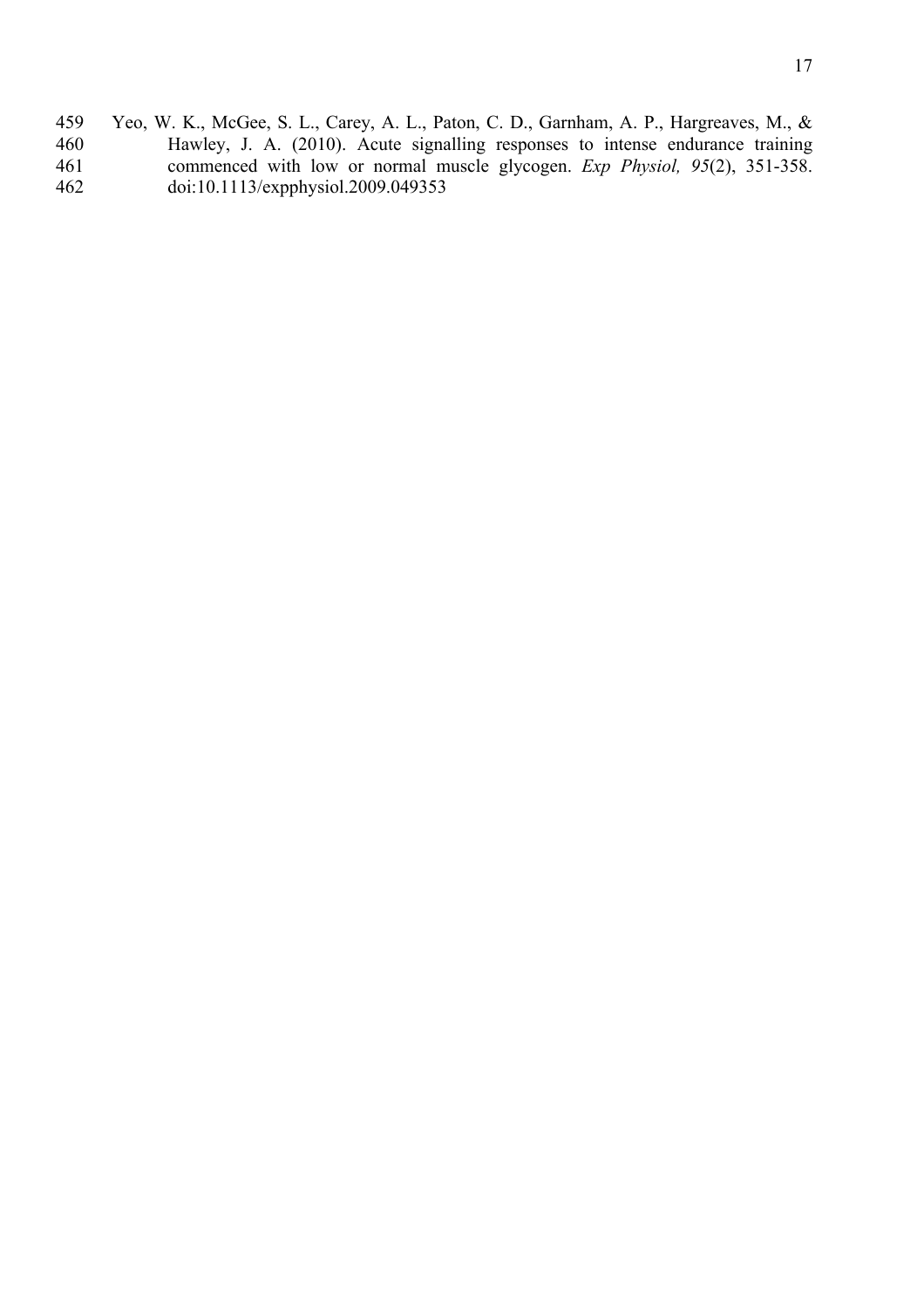Yeo, W. K., McGee, S. L., Carey, A. L., Paton, C. D., Garnham, A. P., Hargreaves, M., & Hawley, J. A. (2010). Acute signalling responses to intense endurance training commenced with low or normal muscle glycogen. *Exp Physiol, 95*(2), 351-358. doi:10.1113/expphysiol.2009.049353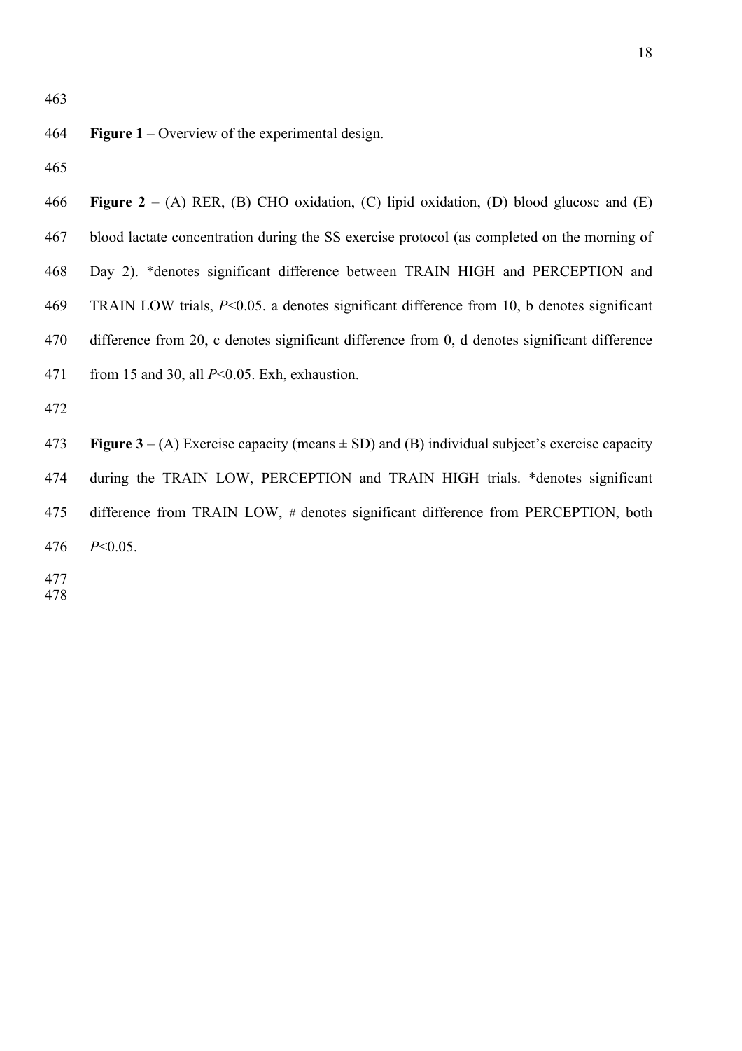**Figure 1** – Overview of the experimental design.

**Figure 2** – (A) RER, (B) CHO oxidation, (C) lipid oxidation, (D) blood glucose and (E) blood lactate concentration during the SS exercise protocol (as completed on the morning of Day 2). *denotes significant difference between TRAIN HIGH and PERCEPTION and TRAIN LOW trials, $P<0.05$. a denotes significant difference from 10, b denotes significant difference from 20, c denotes significant difference from 0, d denotes significant difference from 15 and 30, all $P<0.05$. Exh, exhaustion.

**Figure 3** – (A) Exercise capacity (means ± SD) and (B) individual subject's exercise capacity during the TRAIN LOW, PERCEPTION and TRAIN HIGH trials. *denotes significant difference from TRAIN LOW, # denotes significant difference from PERCEPTION, both $P<0.05$.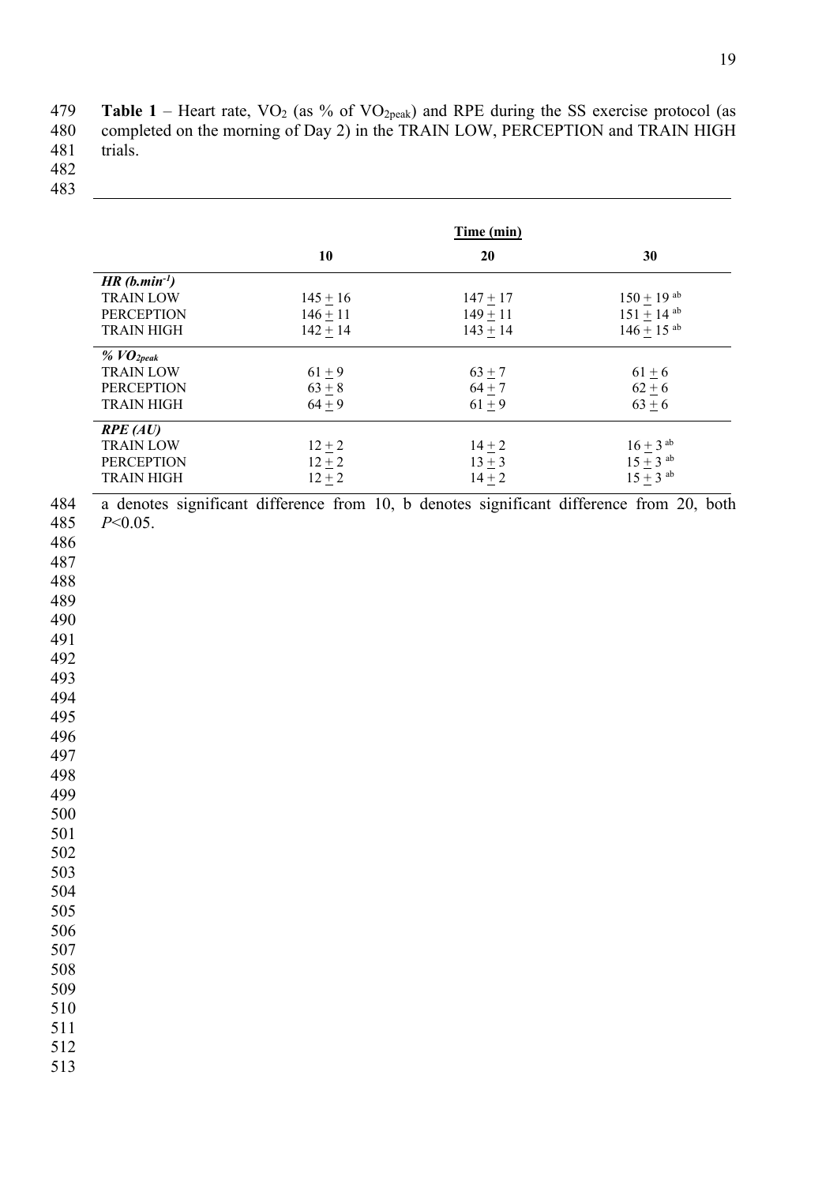**Table 1** – Heart rate, $VO_2$ (as % of $VO_{2peak}$) and RPE during the SS exercise protocol (as completed on the morning of Day 2) in the TRAIN LOW, PERCEPTION and TRAIN HIGH trials.

| | Time (min) | | |
|---|---|---|---|
| | **10** | **20** | **30** |
| ***HR (b.min⁻¹)*** | | | |
| TRAIN LOW | 145 ± 16 | 147 ± 17 | 150 ± 19 [ab] |
| PERCEPTION | 146 ± 11 | 149 ± 11 | 151 ± 14 [ab] |
| TRAIN HIGH | 142 ± 14 | 143 ± 14 | 146 ± 15 [ab] |
| ***% $VO_{2peak}$*** | | | |
| TRAIN LOW | 61 ± 9 | 63 ± 7 | 61 ± 6 |
| PERCEPTION | 63 ± 8 | 64 ± 7 | 62 ± 6 |
| TRAIN HIGH | 64 ± 9 | 61 ± 9 | 63 ± 6 |
| ***RPE (AU)*** | | | |
| TRAIN LOW | 12 ± 2 | 14 ± 2 | 16 ± 3 [ab] |
| PERCEPTION | 12 ± 2 | 13 ± 3 | 15 ± 3 [ab] |
| TRAIN HIGH | 12 ± 2 | 14 ± 2 | 15 ± 3 [ab] |

a denotes significant difference from 10, b denotes significant difference from 20, both $P<0.05$.